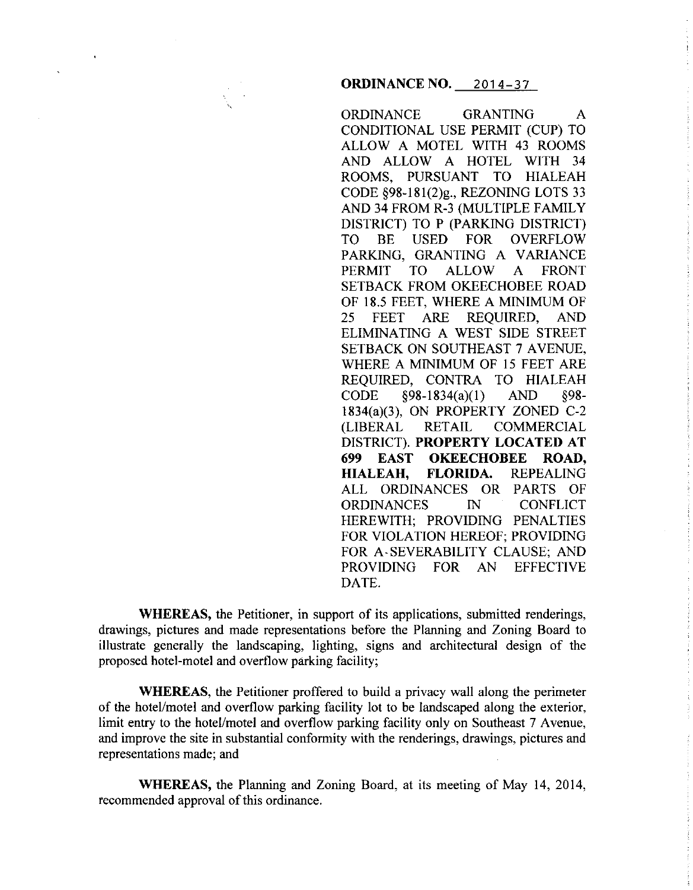**ORDINANCE NO. 2014-37**

ORDINANCE GRANTING A CONDITIONAL USE PERMIT (CUP) TO ALLOW A MOTEL WITH 43 ROOMS AND ALLOW A HOTEL WITH 34 ROOMS, PURSUANT TO HIALEAH CODE §98-181(2)g., REZONING LOTS 33 AND 34 FROM R-3 (MULTIPLE FAMILY DISTRICT) TO P (PARKING DISTRICT) TO BE USED FOR OVERFLOW PARKING, GRANTING A VARIANCE PERMIT TO ALLOW A FRONT SETBACK FROM OKEECHOBEE ROAD OF 18.5 FEET, WHERE A MINIMUM OF 25 FEET ARE REQUIRED, AND ELIMINATING A WEST SIDE STREET SETBACK ON SOUTHEAST 7 AVENUE, WHERE A MINIMUM OF 15 FEET ARE REQUIRED, CONTRA TO HIALEAH CODE §98-1834(a)(1) AND §98-1834(a)(3), ON PROPERTY ZONED C-2 (LIBERAL RETAIL COMMERCIAL DISTRICT). **PROPERTY LOCATED AT 699 EAST OKEECHOBEE ROAD, HIALEAH, FLORIDA.** REPEALING ALL ORDINANCES OR PARTS OF ORDINANCES IN CONFLICT HEREWITH; PROVIDING PENALTIES FOR VIOLATION HEREOF; PROVIDING FOR A SEVERABILITY CLAUSE; AND PROVIDING FOR AN EFFECTIVE DATE.

**WHEREAS,** the Petitioner, in support of its applications, submitted renderings, drawings, pictures and made representations before the Planning and Zoning Board to illustrate generally the landscaping, lighting, signs and architectural design of the proposed hotel-motel and overflow parking facility;

**WHEREAS,** the Petitioner proffered to build a privacy wall along the perimeter of the hotel/motel and overflow parking facility lot to be landscaped along the exterior, limit entry to the hotel/motel and overflow parking facility only on Southeast 7 Avenue, and improve the site in substantial conformity with the renderings, drawings, pictures and representations made; and

**WHEREAS,** the Planning and Zoning Board, at its meeting of May 14, 2014, recommended approval of this ordinance.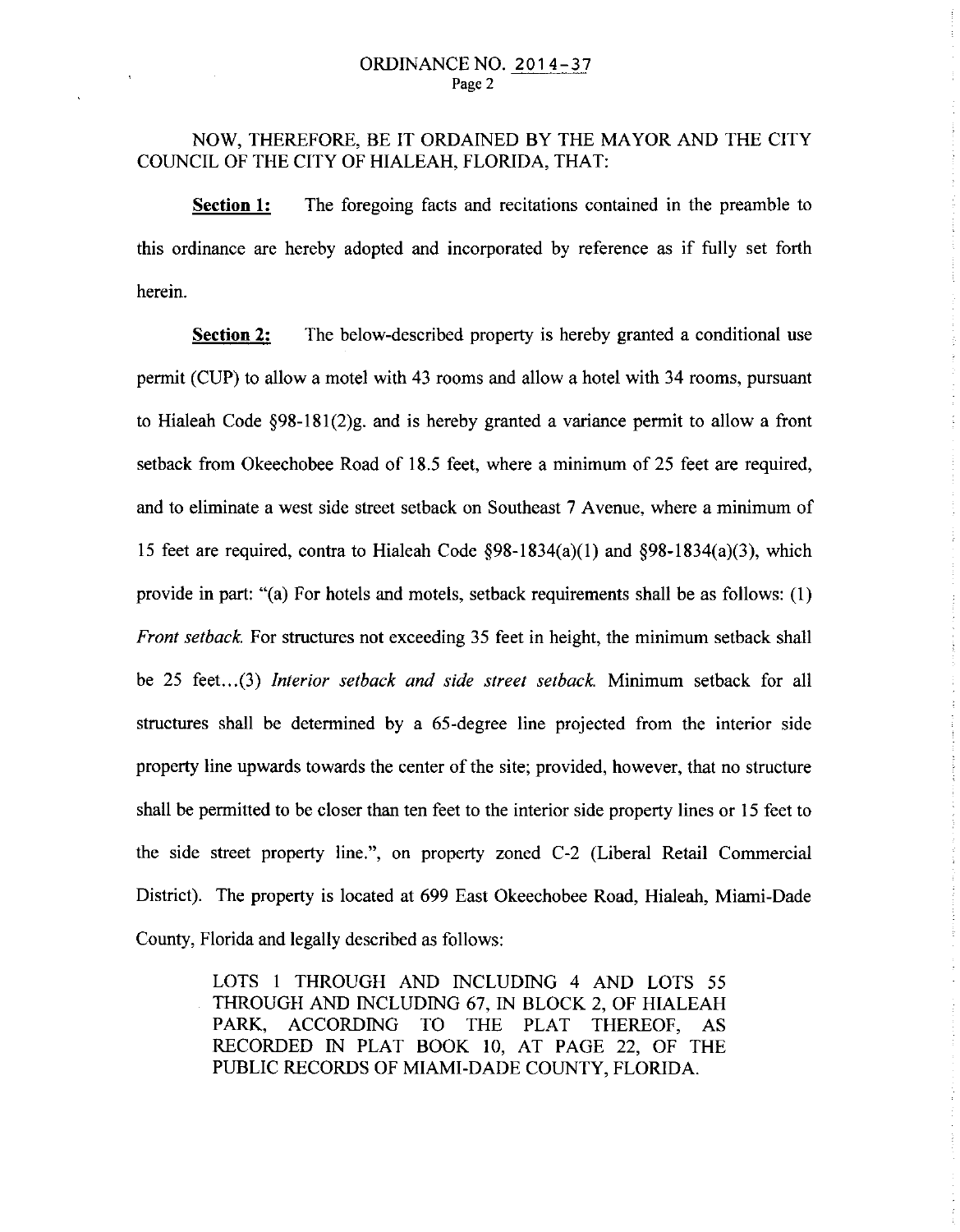# ORDINANCE NO. 2014-37

NOW, THEREFORE, BE IT ORDAINED BY THE MAYOR AND THE CITY COUNCIL OF THE CITY OF HIALEAH, FLORIDA, THAT:

**Section 1:** The foregoing facts and recitations contained in the preamble to this ordinance are hereby adopted and incorporated by reference as if fully set forth herein.

**Section 2:** The below-described property is hereby granted a conditional use permit (CUP) to allow a motel with 43 rooms and allow a hotel with 34 rooms, pursuant to Hialeah Code §98-181(2)g. and is hereby granted a variance permit to allow a front setback from Okeechobee Road of 18.5 feet, where a minimum of 25 feet are required, and to eliminate a west side street setback on Southeast 7 Avenue, where a minimum of 15 feet are required, contra to Hialeah Code §98-1834(a)(1) and §98-1834(a)(3), which provide in part: "(a) For hotels and motels, setback requirements shall be as follows: (1) *Front setback.* For structures not exceeding 35 feet in height, the minimum setback shall be 25 feet...(3) *Interior setback and side street setback.* Minimum setback for all structures shall be determined by a 65-degree line projected from the interior side property line upwards towards the center of the site; provided, however, that no structure shall be permitted to be closer than ten feet to the interior side property lines or 15 feet to the side street property line.", on property zoned C-2 (Liberal Retail Commercial District). The property is located at 699 East Okeechobee Road, Hialeah, Miami-Dade County, Florida and legally described as follows:

> LOTS 1 THROUGH AND INCLUDING 4 AND LOTS 55 THROUGH AND INCLUDING 67, IN BLOCK 2, OF HIALEAH PARK, ACCORDING TO THE PLAT THEREOF, AS RECORDED IN PLAT BOOK 10, AT PAGE 22, OF THE PUBLIC RECORDS OF MIAMI-DADE COUNTY, FLORIDA.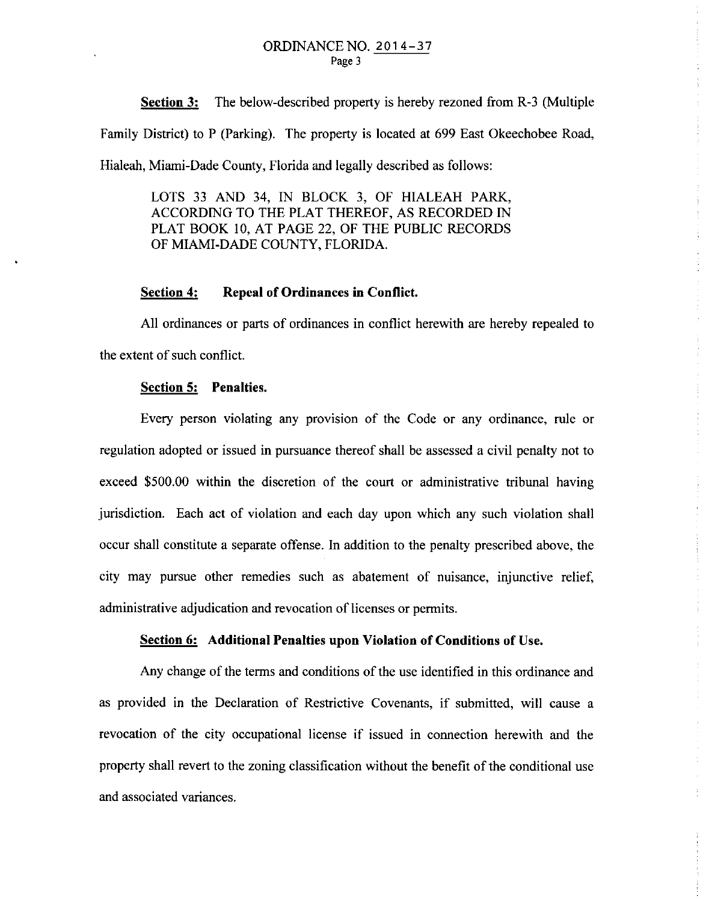**Section 3:** The below-described property is hereby rezoned from R-3 (Multiple Family District) to P (Parking). The property is located at 699 East Okeechobee Road, Hialeah, Miami-Dade County, Florida and legally described as follows:

> LOTS 33 AND 34, IN BLOCK 3, OF HIALEAH PARK, ACCORDING TO THE PLAT THEREOF, AS RECORDED IN PLAT BOOK 10, AT PAGE 22, OF THE PUBLIC RECORDS OF MIAMI-DADE COUNTY, FLORIDA.

**Section 4: Repeal of Ordinances in Conflict.**

All ordinances or parts of ordinances in conflict herewith are hereby repealed to the extent of such conflict.

**Section 5: Penalties.**

Every person violating any provision of the Code or any ordinance, rule or regulation adopted or issued in pursuance thereof shall be assessed a civil penalty not to exceed $500.00 within the discretion of the court or administrative tribunal having jurisdiction. Each act of violation and each day upon which any such violation shall occur shall constitute a separate offense. In addition to the penalty prescribed above, the city may pursue other remedies such as abatement of nuisance, injunctive relief, administrative adjudication and revocation of licenses or permits.

**Section 6: Additional Penalties upon Violation of Conditions of Use.**

Any change of the terms and conditions of the use identified in this ordinance and as provided in the Declaration of Restrictive Covenants, if submitted, will cause a revocation of the city occupational license if issued in connection herewith and the property shall revert to the zoning classification without the benefit of the conditional use and associated variances.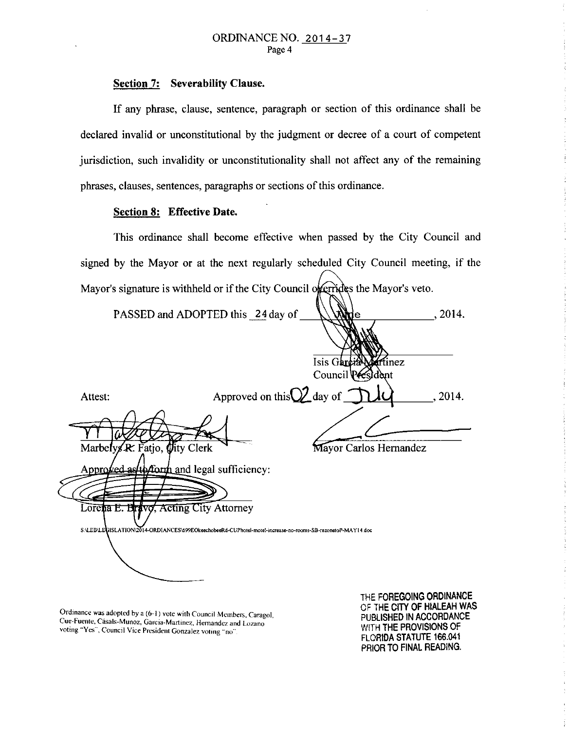ORDINANCE NO. 2014-37
Page 4

**Section 7: Severability Clause.**

If any phrase, clause, sentence, paragraph or section of this ordinance shall be declared invalid or unconstitutional by the judgment or decree of a court of competent jurisdiction, such invalidity or unconstitutionality shall not affect any of the remaining phrases, clauses, sentences, paragraphs or sections of this ordinance.

**Section 8: Effective Date.**

This ordinance shall become effective when passed by the City Council and signed by the Mayor or at the next regularly scheduled City Council meeting, if the Mayor's signature is withheld or if the City Council overrides the Mayor's veto.

PASSED and ADOPTED this 24 day of June, 2014.

Isis Garcia-Martinez
Council President

Attest:

Approved on this 02 day of July, 2014.

Marbelys R. Fatjo, City Clerk

Mayor Carlos Hernandez

Approved as to form and legal sufficiency:

Lorena E. Bravo, Acting City Attorney

S:\LEB\LEGISLATION\2014-ORDIANCES\699EOkeechobeeRd-CUPhotel-motel-increase-no-rooms-SB-rezonetoP-MAY14.doc

Ordinance was adopted by a (6-1) vote with Council Members, Caragol, Cue-Fuente, Cásals-Munoz, Garcia-Martinez, Hernandez and Lozano voting "Yes", Council Vice President Gonzalez voting "no".

THE FOREGOING ORDINANCE OF THE CITY OF HIALEAH WAS PUBLISHED IN ACCORDANCE WITH THE PROVISIONS OF FLORIDA STATUTE 166.041 PRIOR TO FINAL READING.